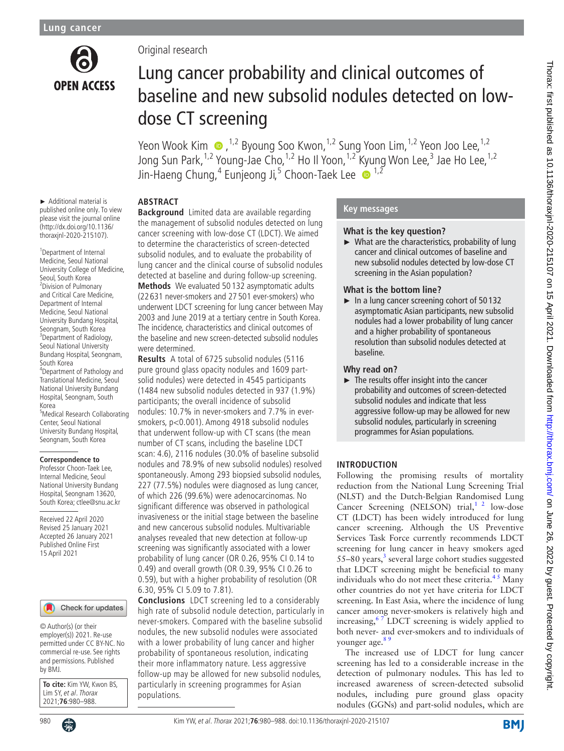Original research

# Lung cancer probability and clinical outcomes of baseline and new subsolid nodules detected on low-dose CT screening

Yeon Wook Kim[1,2], Byoung Soo Kwon[1,2], Sung Yoon Lim[1,2], Yeon Joo Lee[1,2], Jong Sun Park[1,2], Young-Jae Cho[1,2], Ho Il Yoon[1,2], Kyung Won Lee[3], Jae Ho Lee[1,2], Jin-Haeng Chung[4], Eunjeong Ji[5], Choon-Taek Lee[1,2]

► Additional material is published online only. To view please visit the journal online (http://dx.doi.org/10.1136/thoraxjnl-2020-215107).

[1]Department of Internal Medicine, Seoul National University College of Medicine, Seoul, South Korea
[2]Division of Pulmonary and Critical Care Medicine, Department of Internal Medicine, Seoul National University Bundang Hospital, Seongnam, South Korea
[3]Department of Radiology, Seoul National University Bundang Hospital, Seongnam, South Korea
[4]Department of Pathology and Translational Medicine, Seoul National University Bundang Hospital, Seongnam, South Korea
[5]Medical Research Collaborating Center, Seoul National University Bundang Hospital, Seongnam, South Korea

**Correspondence to**
Professor Choon-Taek Lee, Internal Medicine, Seoul National University Bundang Hospital, Seongnam 13620, South Korea; ctlee@snu.ac.kr

Received 22 April 2020
Revised 25 January 2021
Accepted 26 January 2021
Published Online First 15 April 2021

© Author(s) (or their employer(s)) 2021. Re-use permitted under CC BY-NC. No commercial re-use. See rights and permissions. Published by BMJ.

**To cite:** Kim YW, Kwon BS, Lim SY, *et al*. *Thorax* 2021;**76**:980–988.

## ABSTRACT

**Background** Limited data are available regarding the management of subsolid nodules detected on lung cancer screening with low-dose CT (LDCT). We aimed to determine the characteristics of screen-detected subsolid nodules, and to evaluate the probability of lung cancer and the clinical course of subsolid nodules detected at baseline and during follow-up screening.

**Methods** We evaluated 50 132 asymptomatic adults (22 631 never-smokers and 27 501 ever-smokers) who underwent LDCT screening for lung cancer between May 2003 and June 2019 at a tertiary centre in South Korea. The incidence, characteristics and clinical outcomes of the baseline and new screen-detected subsolid nodules were determined.

**Results** A total of 6725 subsolid nodules (5116 pure ground glass opacity nodules and 1609 part-solid nodules) were detected in 4545 participants (1484 new subsolid nodules detected in 937 (1.9%) participants; the overall incidence of subsolid nodules: 10.7% in never-smokers and 7.7% in ever-smokers, p<0.001). Among 4918 subsolid nodules that underwent follow-up with CT scans (the mean number of CT scans, including the baseline LDCT scan: 4.6), 2116 nodules (30.0% of baseline subsolid nodules and 78.9% of new subsolid nodules) resolved spontaneously. Among 293 biopsied subsolid nodules, 227 (77.5%) nodules were diagnosed as lung cancer, of which 226 (99.6%) were adenocarcinomas. No significant difference was observed in pathological invasiveness or the initial stage between the baseline and new cancerous subsolid nodules. Multivariable analyses revealed that new detection at follow-up screening was significantly associated with a lower probability of lung cancer (OR 0.26, 95% CI 0.14 to 0.49) and overall growth (OR 0.39, 95% CI 0.26 to 0.59), but with a higher probability of resolution (OR 6.30, 95% CI 5.09 to 7.81).

**Conclusions** LDCT screening led to a considerably high rate of subsolid nodule detection, particularly in never-smokers. Compared with the baseline subsolid nodules, the new subsolid nodules were associated with a lower probability of lung cancer and higher probability of spontaneous resolution, indicating their more inflammatory nature. Less aggressive follow-up may be allowed for new subsolid nodules, particularly in screening programmes for Asian populations.

## Key messages

### What is the key question?

► What are the characteristics, probability of lung cancer and clinical outcomes of baseline and new subsolid nodules detected by low-dose CT screening in the Asian population?

### What is the bottom line?

► In a lung cancer screening cohort of 50 132 asymptomatic Asian participants, new subsolid nodules had a lower probability of lung cancer and a higher probability of spontaneous resolution than subsolid nodules detected at baseline.

### Why read on?

► The results offer insight into the cancer probability and outcomes of screen-detected subsolid nodules and indicate that less aggressive follow-up may be allowed for new subsolid nodules, particularly in screening programmes for Asian populations.

## INTRODUCTION

Following the promising results of mortality reduction from the National Lung Screening Trial (NLST) and the Dutch-Belgian Randomised Lung Cancer Screening (NELSON) trial,[1,2] low-dose CT (LDCT) has been widely introduced for lung cancer screening. Although the US Preventive Services Task Force currently recommends LDCT screening for lung cancer in heavy smokers aged 55–80 years,[3] several large cohort studies suggested that LDCT screening might be beneficial to many individuals who do not meet these criteria.[4,5] Many other countries do not yet have criteria for LDCT screening. In East Asia, where the incidence of lung cancer among never-smokers is relatively high and increasing,[6,7] LDCT screening is widely applied to both never- and ever-smokers and to individuals of younger age.[8,9]

The increased use of LDCT for lung cancer screening has led to a considerable increase in the detection of pulmonary nodules. This has led to increased awareness of screen-detected subsolid nodules, including pure ground glass opacity nodules (GGNs) and part-solid nodules, which are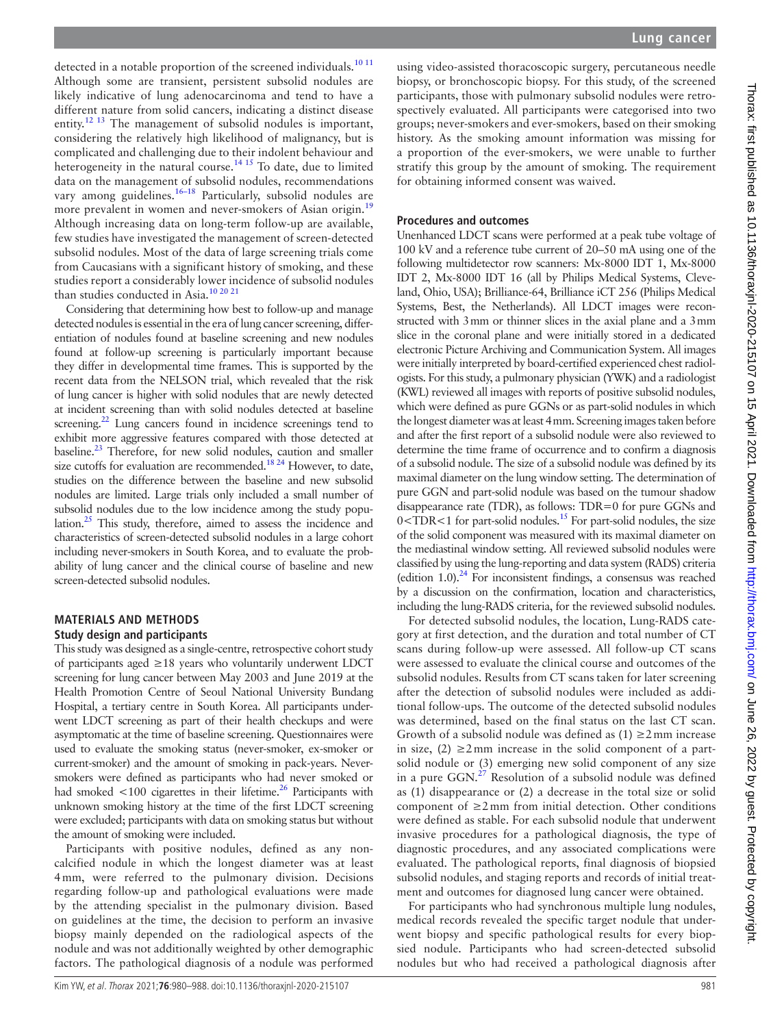detected in a notable proportion of the screened individuals.[10 11] Although some are transient, persistent subsolid nodules are likely indicative of lung adenocarcinoma and tend to have a different nature from solid cancers, indicating a distinct disease entity.[12 13] The management of subsolid nodules is important, considering the relatively high likelihood of malignancy, but is complicated and challenging due to their indolent behaviour and heterogeneity in the natural course.[14 15] To date, due to limited data on the management of subsolid nodules, recommendations vary among guidelines.[16–18] Particularly, subsolid nodules are more prevalent in women and never-smokers of Asian origin.[19] Although increasing data on long-term follow-up are available, few studies have investigated the management of screen-detected subsolid nodules. Most of the data of large screening trials come from Caucasians with a significant history of smoking, and these studies report a considerably lower incidence of subsolid nodules than studies conducted in Asia.[10 20 21]

Considering that determining how best to follow-up and manage detected nodules is essential in the era of lung cancer screening, differentiation of nodules found at baseline screening and new nodules found at follow-up screening is particularly important because they differ in developmental time frames. This is supported by the recent data from the NELSON trial, which revealed that the risk of lung cancer is higher with solid nodules that are newly detected at incident screening than with solid nodules detected at baseline screening.[22] Lung cancers found in incidence screenings tend to exhibit more aggressive features compared with those detected at baseline.[23] Therefore, for new solid nodules, caution and smaller size cutoffs for evaluation are recommended.[18 24] However, to date, studies on the difference between the baseline and new subsolid nodules are limited. Large trials only included a small number of subsolid nodules due to the low incidence among the study population.[25] This study, therefore, aimed to assess the incidence and characteristics of screen-detected subsolid nodules in a large cohort including never-smokers in South Korea, and to evaluate the probability of lung cancer and the clinical course of baseline and new screen-detected subsolid nodules.

## MATERIALS AND METHODS

### Study design and participants

This study was designed as a single-centre, retrospective cohort study of participants aged ≥18 years who voluntarily underwent LDCT screening for lung cancer between May 2003 and June 2019 at the Health Promotion Centre of Seoul National University Bundang Hospital, a tertiary centre in South Korea. All participants underwent LDCT screening as part of their health checkups and were asymptomatic at the time of baseline screening. Questionnaires were used to evaluate the smoking status (never-smoker, ex-smoker or current-smoker) and the amount of smoking in pack-years. Never-smokers were defined as participants who had never smoked or had smoked <100 cigarettes in their lifetime.[26] Participants with unknown smoking history at the time of the first LDCT screening were excluded; participants with data on smoking status but without the amount of smoking were included.

Participants with positive nodules, defined as any non-calcified nodule in which the longest diameter was at least 4 mm, were referred to the pulmonary division. Decisions regarding follow-up and pathological evaluations were made by the attending specialist in the pulmonary division. Based on guidelines at the time, the decision to perform an invasive biopsy mainly depended on the radiological aspects of the nodule and was not additionally weighted by other demographic factors. The pathological diagnosis of a nodule was performed using video-assisted thoracoscopic surgery, percutaneous needle biopsy, or bronchoscopic biopsy. For this study, of the screened participants, those with pulmonary subsolid nodules were retrospectively evaluated. All participants were categorised into two groups; never-smokers and ever-smokers, based on their smoking history. As the smoking amount information was missing for a proportion of the ever-smokers, we were unable to further stratify this group by the amount of smoking. The requirement for obtaining informed consent was waived.

### Procedures and outcomes

Unenhanced LDCT scans were performed at a peak tube voltage of 100 kV and a reference tube current of 20–50 mA using one of the following multidetector row scanners: Mx-8000 IDT 1, Mx-8000 IDT 2, Mx-8000 IDT 16 (all by Philips Medical Systems, Cleveland, Ohio, USA); Brilliance-64, Brilliance iCT 256 (Philips Medical Systems, Best, the Netherlands). All LDCT images were reconstructed with 3 mm or thinner slices in the axial plane and a 3 mm slice in the coronal plane and were initially stored in a dedicated electronic Picture Archiving and Communication System. All images were initially interpreted by board-certified experienced chest radiologists. For this study, a pulmonary physician (YWK) and a radiologist (KWL) reviewed all images with reports of positive subsolid nodules, which were defined as pure GGNs or as part-solid nodules in which the longest diameter was at least 4 mm. Screening images taken before and after the first report of a subsolid nodule were also reviewed to determine the time frame of occurrence and to confirm a diagnosis of a subsolid nodule. The size of a subsolid nodule was defined by its maximal diameter on the lung window setting. The determination of pure GGN and part-solid nodule was based on the tumour shadow disappearance rate (TDR), as follows: TDR=0 for pure GGNs and 0<TDR<1 for part-solid nodules.[15] For part-solid nodules, the size of the solid component was measured with its maximal diameter on the mediastinal window setting. All reviewed subsolid nodules were classified by using the lung-reporting and data system (RADS) criteria (edition 1.0).[24] For inconsistent findings, a consensus was reached by a discussion on the confirmation, location and characteristics, including the Lung-RADS criteria, for the reviewed subsolid nodules.

For detected subsolid nodules, the location, Lung-RADS category at first detection, and the duration and total number of CT scans during follow-up were assessed. All follow-up CT scans were assessed to evaluate the clinical course and outcomes of the subsolid nodules. Results from CT scans taken for later screening after the detection of subsolid nodules were included as additional follow-ups. The outcome of the detected subsolid nodules was determined, based on the final status on the last CT scan. Growth of a subsolid nodule was defined as (1) ≥2 mm increase in size, (2) ≥2 mm increase in the solid component of a part-solid nodule or (3) emerging new solid component of any size in a pure GGN.[27] Resolution of a subsolid nodule was defined as (1) disappearance or (2) a decrease in the total size or solid component of ≥2 mm from initial detection. Other conditions were defined as stable. For each subsolid nodule that underwent invasive procedures for a pathological diagnosis, the type of diagnostic procedures, and any associated complications were evaluated. The pathological reports, final diagnosis of biopsied subsolid nodules, and staging reports and records of initial treatment and outcomes for diagnosed lung cancer were obtained.

For participants who had synchronous multiple lung nodules, medical records revealed the specific target nodule that underwent biopsy and specific pathological results for every biopsied nodule. Participants who had screen-detected subsolid nodules but who had received a pathological diagnosis after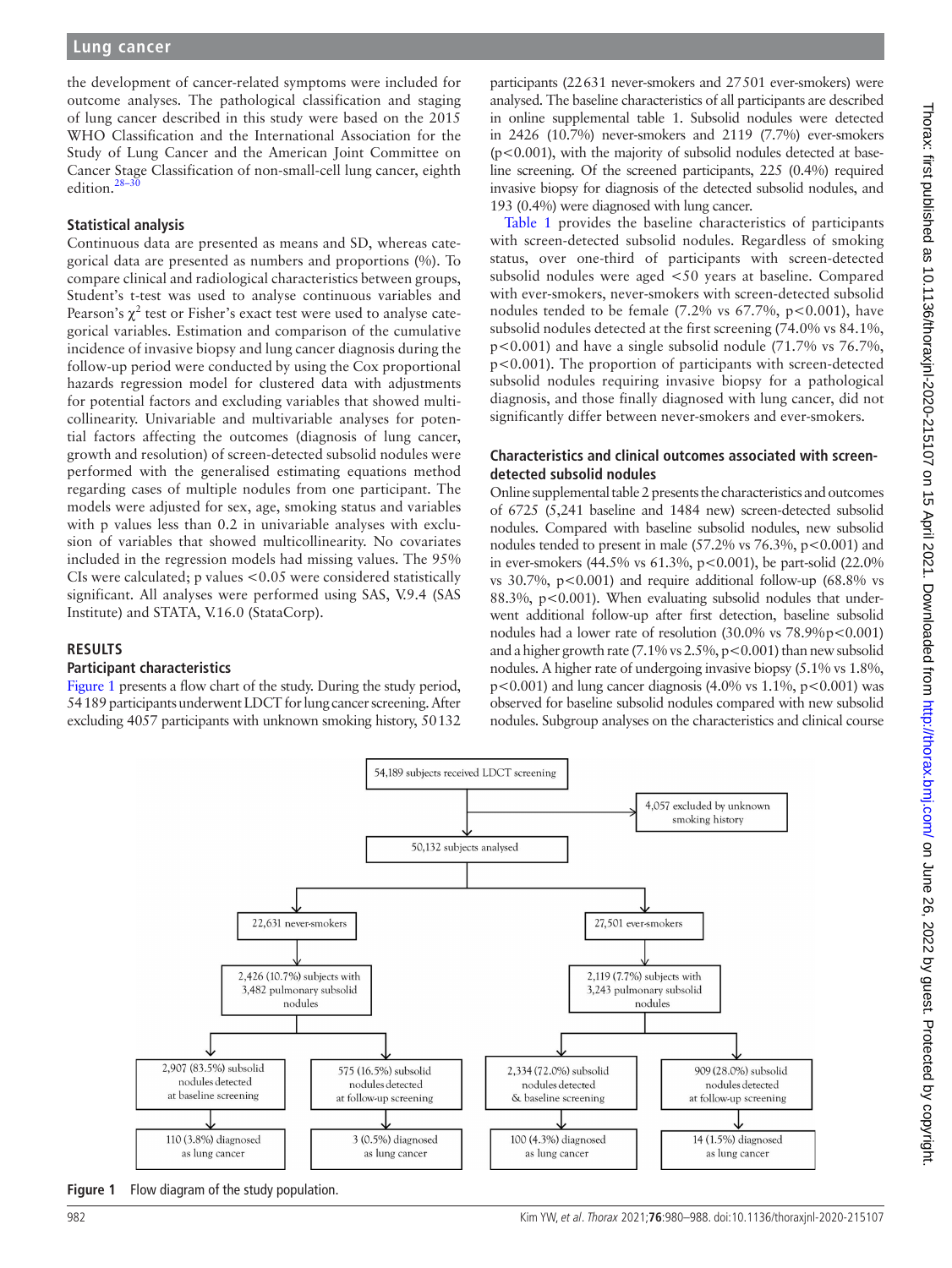the development of cancer-related symptoms were included for outcome analyses. The pathological classification and staging of lung cancer described in this study were based on the 2015 WHO Classification and the International Association for the Study of Lung Cancer and the American Joint Committee on Cancer Stage Classification of non-small-cell lung cancer, eighth edition.[28–30]

### Statistical analysis

Continuous data are presented as means and SD, whereas categorical data are presented as numbers and proportions (%). To compare clinical and radiological characteristics between groups, Student's t-test was used to analyse continuous variables and Pearson's $\chi^2$ test or Fisher's exact test were used to analyse categorical variables. Estimation and comparison of the cumulative incidence of invasive biopsy and lung cancer diagnosis during the follow-up period were conducted by using the Cox proportional hazards regression model for clustered data with adjustments for potential factors and excluding variables that showed multicollinearity. Univariable and multivariable analyses for potential factors affecting the outcomes (diagnosis of lung cancer, growth and resolution) of screen-detected subsolid nodules were performed with the generalised estimating equations method regarding cases of multiple nodules from one participant. The models were adjusted for sex, age, smoking status and variables with p values less than 0.2 in univariable analyses with exclusion of variables that showed multicollinearity. No covariates included in the regression models had missing values. The 95% CIs were calculated; p values <0.05 were considered statistically significant. All analyses were performed using SAS, V.9.4 (SAS Institute) and STATA, V.16.0 (StataCorp).

## RESULTS

### Participant characteristics

Figure 1 presents a flow chart of the study. During the study period, 54 189 participants underwent LDCT for lung cancer screening. After excluding 4057 participants with unknown smoking history, 50 132 participants (22 631 never-smokers and 27 501 ever-smokers) were analysed. The baseline characteristics of all participants are described in online supplemental table 1. Subsolid nodules were detected in 2426 (10.7%) never-smokers and 2119 (7.7%) ever-smokers (p<0.001), with the majority of subsolid nodules detected at baseline screening. Of the screened participants, 225 (0.4%) required invasive biopsy for diagnosis of the detected subsolid nodules, and 193 (0.4%) were diagnosed with lung cancer.

Table 1 provides the baseline characteristics of participants with screen-detected subsolid nodules. Regardless of smoking status, over one-third of participants with screen-detected subsolid nodules were aged <50 years at baseline. Compared with ever-smokers, never-smokers with screen-detected subsolid nodules tended to be female (7.2% vs 67.7%, p<0.001), have subsolid nodules detected at the first screening (74.0% vs 84.1%, p<0.001) and have a single subsolid nodule (71.7% vs 76.7%, p<0.001). The proportion of participants with screen-detected subsolid nodules requiring invasive biopsy for a pathological diagnosis, and those finally diagnosed with lung cancer, did not significantly differ between never-smokers and ever-smokers.

### Characteristics and clinical outcomes associated with screen-detected subsolid nodules

Online supplemental table 2 presents the characteristics and outcomes of 6725 (5,241 baseline and 1484 new) screen-detected subsolid nodules. Compared with baseline subsolid nodules, new subsolid nodules tended to present in male (57.2% vs 76.3%, p<0.001) and in ever-smokers (44.5% vs 61.3%, p<0.001), be part-solid (22.0% vs 30.7%, p<0.001) and require additional follow-up (68.8% vs 88.3%, p<0.001). When evaluating subsolid nodules that underwent additional follow-up after first detection, baseline subsolid nodules had a lower rate of resolution (30.0% vs 78.9%p<0.001) and a higher growth rate (7.1% vs 2.5%, p<0.001) than new subsolid nodules. A higher rate of undergoing invasive biopsy (5.1% vs 1.8%, p<0.001) and lung cancer diagnosis (4.0% vs 1.1%, p<0.001) was observed for baseline subsolid nodules compared with new subsolid nodules. Subgroup analyses on the characteristics and clinical course

54,189 subjects received LDCT screening
→ 4,057 excluded by unknown smoking history
→ 50,132 subjects analysed
- 22,631 never-smokers
  - 2,426 (10.7%) subjects with 3,482 pulmonary subsolid nodules
    - 2,907 (83.5%) subsolid nodules detected at baseline screening → 110 (3.8%) diagnosed as lung cancer
    - 575 (16.5%) subsolid nodules detected at follow-up screening → 3 (0.5%) diagnosed as lung cancer
- 27,501 ever-smokers
  - 2,119 (7.7%) subjects with 3,243 pulmonary subsolid nodules
    - 2,334 (72.0%) subsolid nodules detected & baseline screening → 100 (4.3%) diagnosed as lung cancer
    - 909 (28.0%) subsolid nodules detected at follow-up screening → 14 (1.5%) diagnosed as lung cancer

**Figure 1** Flow diagram of the study population.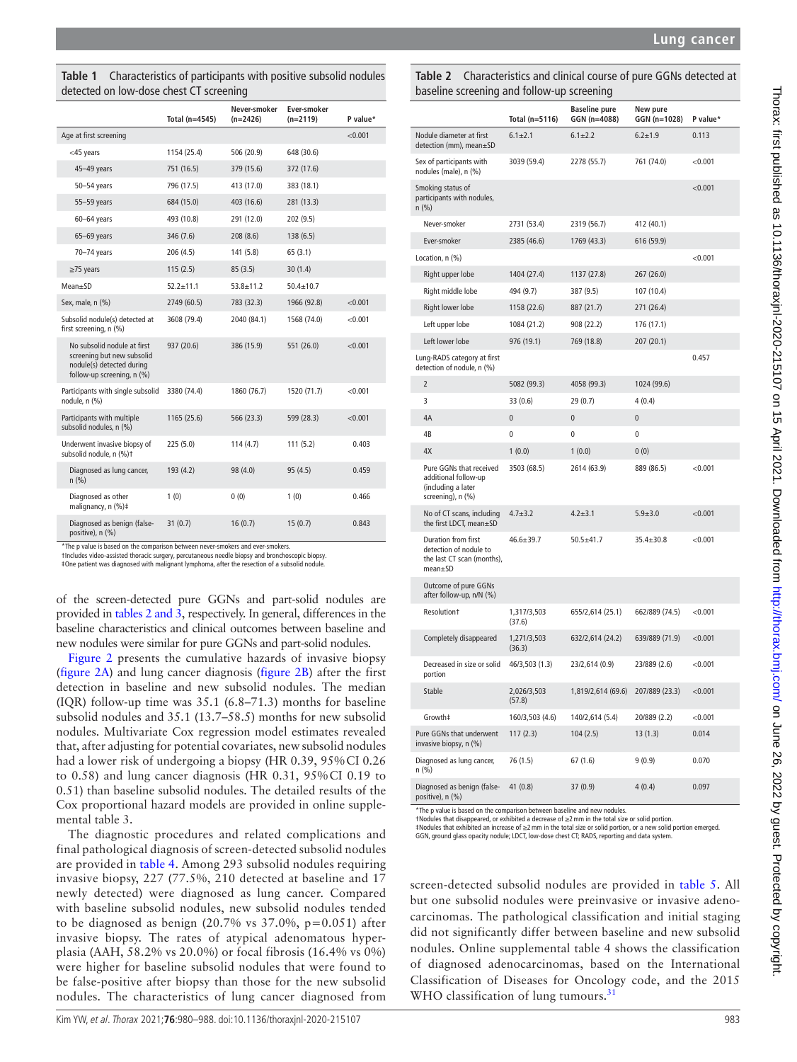**Table 1** Characteristics of participants with positive subsolid nodules detected on low-dose chest CT screening

| | Total (n=4545) | Never-smoker (n=2426) | Ever-smoker (n=2119) | P value* |
|---|---|---|---|---|
| Age at first screening | | | | <0.001 |
| <45 years | 1154 (25.4) | 506 (20.9) | 648 (30.6) | |
| 45–49 years | 751 (16.5) | 379 (15.6) | 372 (17.6) | |
| 50–54 years | 796 (17.5) | 413 (17.0) | 383 (18.1) | |
| 55–59 years | 684 (15.0) | 403 (16.6) | 281 (13.3) | |
| 60–64 years | 493 (10.8) | 291 (12.0) | 202 (9.5) | |
| 65–69 years | 346 (7.6) | 208 (8.6) | 138 (6.5) | |
| 70–74 years | 206 (4.5) | 141 (5.8) | 65 (3.1) | |
| ≥75 years | 115 (2.5) | 85 (3.5) | 30 (1.4) | |
| Mean±SD | 52.2±11.1 | 53.8±11.2 | 50.4±10.7 | |
| Sex, male, n (%) | 2749 (60.5) | 783 (32.3) | 1966 (92.8) | <0.001 |
| Subsolid nodule(s) detected at first screening, n (%) | 3608 (79.4) | 2040 (84.1) | 1568 (74.0) | <0.001 |
| No subsolid nodule at first screening but new subsolid nodule(s) detected during follow-up screening, n (%) | 937 (20.6) | 386 (15.9) | 551 (26.0) | <0.001 |
| Participants with single subsolid nodule, n (%) | 3380 (74.4) | 1860 (76.7) | 1520 (71.7) | <0.001 |
| Participants with multiple subsolid nodules, n (%) | 1165 (25.6) | 566 (23.3) | 599 (28.3) | <0.001 |
| Underwent invasive biopsy of subsolid nodule, n (%)† | 225 (5.0) | 114 (4.7) | 111 (5.2) | 0.403 |
| Diagnosed as lung cancer, n (%) | 193 (4.2) | 98 (4.0) | 95 (4.5) | 0.459 |
| Diagnosed as other malignancy, n (%)‡ | 1 (0) | 0 (0) | 1 (0) | 0.466 |
| Diagnosed as benign (false-positive), n (%) | 31 (0.7) | 16 (0.7) | 15 (0.7) | 0.843 |

*The p value is based on the comparison between never-smokers and ever-smokers.
†Includes video-assisted thoracic surgery, percutaneous needle biopsy and bronchoscopic biopsy.
‡One patient was diagnosed with malignant lymphoma, after the resection of a subsolid nodule.

**Table 2** Characteristics and clinical course of pure GGNs detected at baseline screening and follow-up screening

| | Total (n=5116) | Baseline pure GGN (n=4088) | New pure GGN (n=1028) | P value* |
|---|---|---|---|---|
| Nodule diameter at first detection (mm), mean±SD | 6.1±2.1 | 6.1±2.2 | 6.2±1.9 | 0.113 |
| Sex of participants with nodules (male), n (%) | 3039 (59.4) | 2278 (55.7) | 761 (74.0) | <0.001 |
| Smoking status of participants with nodules, n (%) | | | | <0.001 |
| Never-smoker | 2731 (53.4) | 2319 (56.7) | 412 (40.1) | |
| Ever-smoker | 2385 (46.6) | 1769 (43.3) | 616 (59.9) | |
| Location, n (%) | | | | <0.001 |
| Right upper lobe | 1404 (27.4) | 1137 (27.8) | 267 (26.0) | |
| Right middle lobe | 494 (9.7) | 387 (9.5) | 107 (10.4) | |
| Right lower lobe | 1158 (22.6) | 887 (21.7) | 271 (26.4) | |
| Left upper lobe | 1084 (21.2) | 908 (22.2) | 176 (17.1) | |
| Left lower lobe | 976 (19.1) | 769 (18.8) | 207 (20.1) | |
| Lung-RADS category at first detection of nodule, n (%) | | | | 0.457 |
| 2 | 5082 (99.3) | 4058 (99.3) | 1024 (99.6) | |
| 3 | 33 (0.6) | 29 (0.7) | 4 (0.4) | |
| 4A | 0 | 0 | 0 | |
| 4B | 0 | 0 | 0 | |
| 4X | 1 (0.0) | 1 (0.0) | 0 (0) | |
| Pure GGNs that received additional follow-up (including a later screening), n (%) | 3503 (68.5) | 2614 (63.9) | 889 (86.5) | <0.001 |
| No of CT scans, including the first LDCT, mean±SD | 4.7±3.2 | 4.2±3.1 | 5.9±3.0 | <0.001 |
| Duration from first detection of nodule to the last CT scan (months), mean±SD | 46.6±39.7 | 50.5±41.7 | 35.4±30.8 | <0.001 |
| Outcome of pure GGNs after follow-up, n/N (%) | | | | |
| Resolution† | 1,317/3,503 (37.6) | 655/2,614 (25.1) | 662/889 (74.5) | <0.001 |
| Completely disappeared | 1,271/3,503 (36.3) | 632/2,614 (24.2) | 639/889 (71.9) | <0.001 |
| Decreased in size or solid portion | 46/3,503 (1.3) | 23/2,614 (0.9) | 23/889 (2.6) | <0.001 |
| Stable | 2,026/3,503 (57.8) | 1,819/2,614 (69.6) | 207/889 (23.3) | <0.001 |
| Growth‡ | 160/3,503 (4.6) | 140/2,614 (5.4) | 20/889 (2.2) | <0.001 |
| Pure GGNs that underwent invasive biopsy, n (%) | 117 (2.3) | 104 (2.5) | 13 (1.3) | 0.014 |
| Diagnosed as lung cancer, n (%) | 76 (1.5) | 67 (1.6) | 9 (0.9) | 0.070 |
| Diagnosed as benign (false-positive), n (%) | 41 (0.8) | 37 (0.9) | 4 (0.4) | 0.097 |

*The p value is based on the comparison between baseline and new nodules.
†Nodules that disappeared, or exhibited a decrease of ≥2 mm in the total size or solid portion.
‡Nodules that exhibited an increase of ≥2 mm in the total size or solid portion, or a new solid portion emerged.
GGN, ground glass opacity nodule; LDCT, low-dose chest CT; RADS, reporting and data system.

of the screen-detected pure GGNs and part-solid nodules are provided in tables 2 and 3, respectively. In general, differences in the baseline characteristics and clinical outcomes between baseline and new nodules were similar for pure GGNs and part-solid nodules.

Figure 2 presents the cumulative hazards of invasive biopsy (figure 2A) and lung cancer diagnosis (figure 2B) after the first detection in baseline and new subsolid nodules. The median (IQR) follow-up time was 35.1 (6.8–71.3) months for baseline subsolid nodules and 35.1 (13.7–58.5) months for new subsolid nodules. Multivariate Cox regression model estimates revealed that, after adjusting for potential covariates, new subsolid nodules had a lower risk of undergoing a biopsy (HR 0.39, 95% CI 0.26 to 0.58) and lung cancer diagnosis (HR 0.31, 95% CI 0.19 to 0.51) than baseline subsolid nodules. The detailed results of the Cox proportional hazard models are provided in online supplemental table 3.

The diagnostic procedures and related complications and final pathological diagnosis of screen-detected subsolid nodules are provided in table 4. Among 293 subsolid nodules requiring invasive biopsy, 227 (77.5%, 210 detected at baseline and 17 newly detected) were diagnosed as lung cancer. Compared with baseline subsolid nodules, new subsolid nodules tended to be diagnosed as benign (20.7% vs 37.0%, p=0.051) after invasive biopsy. The rates of atypical adenomatous hyperplasia (AAH, 58.2% vs 20.0%) or focal fibrosis (16.4% vs 0%) were higher for baseline subsolid nodules that were found to be false-positive after biopsy than those for the new subsolid nodules. The characteristics of lung cancer diagnosed from screen-detected subsolid nodules are provided in table 5. All but one subsolid nodules were preinvasive or invasive adenocarcinomas. The pathological classification and initial staging did not significantly differ between baseline and new subsolid nodules. Online supplemental table 4 shows the classification of diagnosed adenocarcinomas, based on the International Classification of Diseases for Oncology code, and the 2015 WHO classification of lung tumours.[31]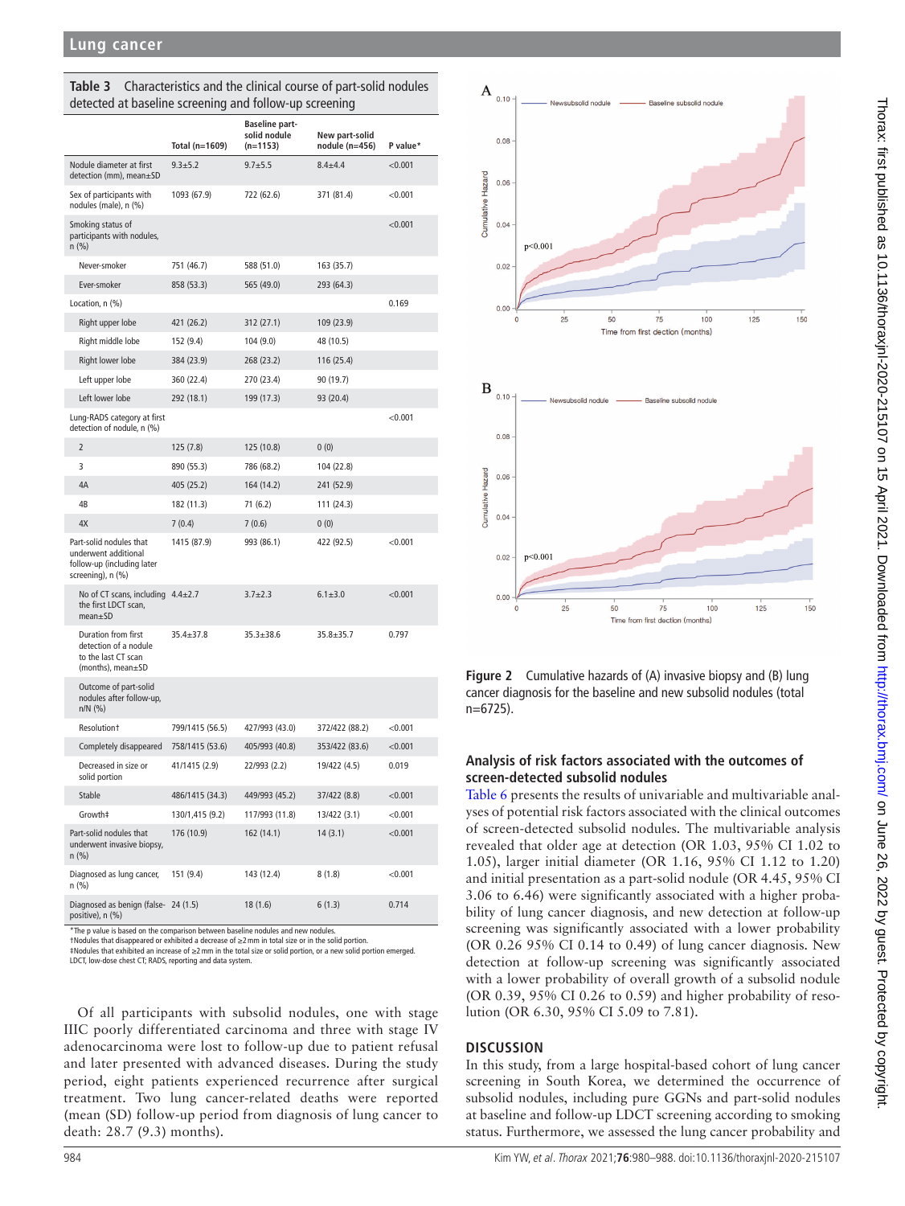**Table 3** Characteristics and the clinical course of part-solid nodules detected at baseline screening and follow-up screening

| | Total (n=1609) | Baseline part-solid nodule (n=1153) | New part-solid nodule (n=456) | P value* |
|---|---|---|---|---|
| Nodule diameter at first detection (mm), mean±SD | 9.3±5.2 | 9.7±5.5 | 8.4±4.4 | <0.001 |
| Sex of participants with nodules (male), n (%) | 1093 (67.9) | 722 (62.6) | 371 (81.4) | <0.001 |
| Smoking status of participants with nodules, n (%) | | | | <0.001 |
| Never-smoker | 751 (46.7) | 588 (51.0) | 163 (35.7) | |
| Ever-smoker | 858 (53.3) | 565 (49.0) | 293 (64.3) | |
| Location, n (%) | | | | 0.169 |
| Right upper lobe | 421 (26.2) | 312 (27.1) | 109 (23.9) | |
| Right middle lobe | 152 (9.4) | 104 (9.0) | 48 (10.5) | |
| Right lower lobe | 384 (23.9) | 268 (23.2) | 116 (25.4) | |
| Left upper lobe | 360 (22.4) | 270 (23.4) | 90 (19.7) | |
| Left lower lobe | 292 (18.1) | 199 (17.3) | 93 (20.4) | |
| Lung-RADS category at first detection of nodule, n (%) | | | | <0.001 |
| 2 | 125 (7.8) | 125 (10.8) | 0 (0) | |
| 3 | 890 (55.3) | 786 (68.2) | 104 (22.8) | |
| 4A | 405 (25.2) | 164 (14.2) | 241 (52.9) | |
| 4B | 182 (11.3) | 71 (6.2) | 111 (24.3) | |
| 4X | 7 (0.4) | 7 (0.6) | 0 (0) | |
| Part-solid nodules that underwent additional follow-up (including later screening), n (%) | 1415 (87.9) | 993 (86.1) | 422 (92.5) | <0.001 |
| No of CT scans, including the first LDCT scan, mean±SD | 4.4±2.7 | 3.7±2.3 | 6.1±3.0 | <0.001 |
| Duration from first detection of a nodule to the last CT scan (months), mean±SD | 35.4±37.8 | 35.3±38.6 | 35.8±35.7 | 0.797 |
| Outcome of part-solid nodules after follow-up, n/N (%) | | | | |
| Resolution† | 799/1415 (56.5) | 427/993 (43.0) | 372/422 (88.2) | <0.001 |
| Completely disappeared | 758/1415 (53.6) | 405/993 (40.8) | 353/422 (83.6) | <0.001 |
| Decreased in size or solid portion | 41/1415 (2.9) | 22/993 (2.2) | 19/422 (4.5) | 0.019 |
| Stable | 486/1415 (34.3) | 449/993 (45.2) | 37/422 (8.8) | <0.001 |
| Growth‡ | 130/1,415 (9.2) | 117/993 (11.8) | 13/422 (3.1) | <0.001 |
| Part-solid nodules that underwent invasive biopsy, n (%) | 176 (10.9) | 162 (14.1) | 14 (3.1) | <0.001 |
| Diagnosed as lung cancer, n (%) | 151 (9.4) | 143 (12.4) | 8 (1.8) | <0.001 |
| Diagnosed as benign (false-positive), n (%) | 24 (1.5) | 18 (1.6) | 6 (1.3) | 0.714 |

*The p value is based on the comparison between baseline nodules and new nodules.
†Nodules that disappeared or exhibited a decrease of ≥2 mm in total size or in the solid portion.
‡Nodules that exhibited an increase of ≥2 mm in the total size or solid portion, or a new solid portion emerged.
LDCT, low-dose chest CT; RADS, reporting and data system.

Of all participants with subsolid nodules, one with stage IIIC poorly differentiated carcinoma and three with stage IV adenocarcinoma were lost to follow-up due to patient refusal and later presented with advanced diseases. During the study period, eight patients experienced recurrence after surgical treatment. Two lung cancer-related deaths were reported (mean (SD) follow-up period from diagnosis of lung cancer to death: 28.7 (9.3) months).

**Figure 2** Cumulative hazards of (A) invasive biopsy and (B) lung cancer diagnosis for the baseline and new subsolid nodules (total n=6725).

## Analysis of risk factors associated with the outcomes of screen-detected subsolid nodules

Table 6 presents the results of univariable and multivariable analyses of potential risk factors associated with the clinical outcomes of screen-detected subsolid nodules. The multivariable analysis revealed that older age at detection (OR 1.03, 95% CI 1.02 to 1.05), larger initial diameter (OR 1.16, 95% CI 1.12 to 1.20) and initial presentation as a part-solid nodule (OR 4.45, 95% CI 3.06 to 6.46) were significantly associated with a higher probability of lung cancer diagnosis, and new detection at follow-up screening was significantly associated with a lower probability (OR 0.26 95% CI 0.14 to 0.49) of lung cancer diagnosis. New detection at follow-up screening was significantly associated with a lower probability of overall growth of a subsolid nodule (OR 0.39, 95% CI 0.26 to 0.59) and higher probability of resolution (OR 6.30, 95% CI 5.09 to 7.81).

## DISCUSSION

In this study, from a large hospital-based cohort of lung cancer screening in South Korea, we determined the occurrence of subsolid nodules, including pure GGNs and part-solid nodules at baseline and follow-up LDCT screening according to smoking status. Furthermore, we assessed the lung cancer probability and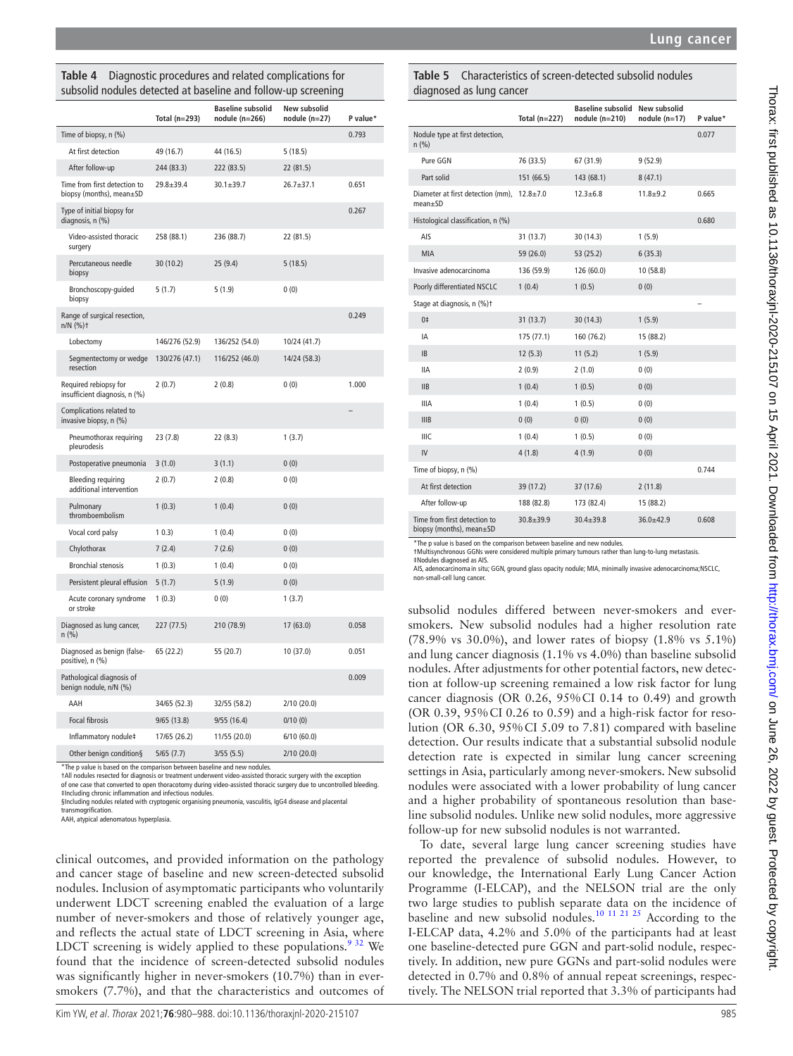**Table 4** Diagnostic procedures and related complications for subsolid nodules detected at baseline and follow-up screening

| | Total (n=293) | Baseline subsolid nodule (n=266) | New subsolid nodule (n=27) | P value* |
|---|---|---|---|---|
| Time of biopsy, n (%) | | | | 0.793 |
| At first detection | 49 (16.7) | 44 (16.5) | 5 (18.5) | |
| After follow-up | 244 (83.3) | 222 (83.5) | 22 (81.5) | |
| Time from first detection to biopsy (months), mean±SD | 29.8±39.4 | 30.1±39.7 | 26.7±37.1 | 0.651 |
| Type of initial biopsy for diagnosis, n (%) | | | | 0.267 |
| Video-assisted thoracic surgery | 258 (88.1) | 236 (88.7) | 22 (81.5) | |
| Percutaneous needle biopsy | 30 (10.2) | 25 (9.4) | 5 (18.5) | |
| Bronchoscopy-guided biopsy | 5 (1.7) | 5 (1.9) | 0 (0) | |
| Range of surgical resection, n/N (%)† | | | | 0.249 |
| Lobectomy | 146/276 (52.9) | 136/252 (54.0) | 10/24 (41.7) | |
| Segmentectomy or wedge resection | 130/276 (47.1) | 116/252 (46.0) | 14/24 (58.3) | |
| Required rebiopsy for insufficient diagnosis, n (%) | 2 (0.7) | 2 (0.8) | 0 (0) | 1.000 |
| Complications related to invasive biopsy, n (%) | | | | – |
| Pneumothorax requiring pleurodesis | 23 (7.8) | 22 (8.3) | 1 (3.7) | |
| Postoperative pneumonia | 3 (1.0) | 3 (1.1) | 0 (0) | |
| Bleeding requiring additional intervention | 2 (0.7) | 2 (0.8) | 0 (0) | |
| Pulmonary thromboembolism | 1 (0.3) | 1 (0.4) | 0 (0) | |
| Vocal cord palsy | 1 0.3) | 1 (0.4) | 0 (0) | |
| Chylothorax | 7 (2.4) | 7 (2.6) | 0 (0) | |
| Bronchial stenosis | 1 (0.3) | 1 (0.4) | 0 (0) | |
| Persistent pleural effusion | 5 (1.7) | 5 (1.9) | 0 (0) | |
| Acute coronary syndrome or stroke | 1 (0.3) | 0 (0) | 1 (3.7) | |
| Diagnosed as lung cancer, n (%) | 227 (77.5) | 210 (78.9) | 17 (63.0) | 0.058 |
| Diagnosed as benign (false-positive), n (%) | 65 (22.2) | 55 (20.7) | 10 (37.0) | 0.051 |
| Pathological diagnosis of benign nodule, n/N (%) | | | | 0.009 |
| AAH | 34/65 (52.3) | 32/55 (58.2) | 2/10 (20.0) | |
| Focal fibrosis | 9/65 (13.8) | 9/55 (16.4) | 0/10 (0) | |
| Inflammatory nodule‡ | 17/65 (26.2) | 11/55 (20.0) | 6/10 (60.0) | |
| Other benign condition§ | 5/65 (7.7) | 3/55 (5.5) | 2/10 (20.0) | |

*The p value is based on the comparison between baseline and new nodules.
†All nodules resected for diagnosis or treatment underwent video-assisted thoracic surgery with the exception of one case that converted to open thoracotomy during video-assisted thoracic surgery due to uncontrolled bleeding.
‡Including chronic inflammation and infectious nodules.
§Including nodules related with cryptogenic organising pneumonia, vasculitis, IgG4 disease and placental transmogrification.
AAH, atypical adenomatous hyperplasia.

**Table 5** Characteristics of screen-detected subsolid nodules diagnosed as lung cancer

| | Total (n=227) | Baseline subsolid nodule (n=210) | New subsolid nodule (n=17) | P value* |
|---|---|---|---|---|
| Nodule type at first detection, n (%) | | | | 0.077 |
| Pure GGN | 76 (33.5) | 67 (31.9) | 9 (52.9) | |
| Part solid | 151 (66.5) | 143 (68.1) | 8 (47.1) | |
| Diameter at first detection (mm), mean±SD | 12.8±7.0 | 12.3±6.8 | 11.8±9.2 | 0.665 |
| Histological classification, n (%) | | | | 0.680 |
| AIS | 31 (13.7) | 30 (14.3) | 1 (5.9) | |
| MIA | 59 (26.0) | 53 (25.2) | 6 (35.3) | |
| Invasive adenocarcinoma | 136 (59.9) | 126 (60.0) | 10 (58.8) | |
| Poorly differentiated NSCLC | 1 (0.4) | 1 (0.5) | 0 (0) | |
| Stage at diagnosis, n (%)† | | | | – |
| 0‡ | 31 (13.7) | 30 (14.3) | 1 (5.9) | |
| IA | 175 (77.1) | 160 (76.2) | 15 (88.2) | |
| IB | 12 (5.3) | 11 (5.2) | 1 (5.9) | |
| IIA | 2 (0.9) | 2 (1.0) | 0 (0) | |
| IIB | 1 (0.4) | 1 (0.5) | 0 (0) | |
| IIIA | 1 (0.4) | 1 (0.5) | 0 (0) | |
| IIIB | 0 (0) | 0 (0) | 0 (0) | |
| IIIC | 1 (0.4) | 1 (0.5) | 0 (0) | |
| IV | 4 (1.8) | 4 (1.9) | 0 (0) | |
| Time of biopsy, n (%) | | | | 0.744 |
| At first detection | 39 (17.2) | 37 (17.6) | 2 (11.8) | |
| After follow-up | 188 (82.8) | 173 (82.4) | 15 (88.2) | |
| Time from first detection to biopsy (months), mean±SD | 30.8±39.9 | 30.4±39.8 | 36.0±42.9 | 0.608 |

*The p value is based on the comparison between baseline and new nodules.
†Multisynchronous GGNs were considered multiple primary tumours rather than lung-to-lung metastasis.
‡Nodules diagnosed as AIS.
AIS, adenocarcinoma in situ; GGN, ground glass opacity nodule; MIA, minimally invasive adenocarcinoma;NSCLC, non-small-cell lung cancer.

clinical outcomes, and provided information on the pathology and cancer stage of baseline and new screen-detected subsolid nodules. Inclusion of asymptomatic participants who voluntarily underwent LDCT screening enabled the evaluation of a large number of never-smokers and those of relatively younger age, and reflects the actual state of LDCT screening in Asia, where LDCT screening is widely applied to these populations.[9 32] We found that the incidence of screen-detected subsolid nodules was significantly higher in never-smokers (10.7%) than in ever-smokers (7.7%), and that the characteristics and outcomes of subsolid nodules differed between never-smokers and ever-smokers. New subsolid nodules had a higher resolution rate (78.9% vs 30.0%), and lower rates of biopsy (1.8% vs 5.1%) and lung cancer diagnosis (1.1% vs 4.0%) than baseline subsolid nodules. After adjustments for other potential factors, new detection at follow-up screening remained a low risk factor for lung cancer diagnosis (OR 0.26, 95% CI 0.14 to 0.49) and growth (OR 0.39, 95% CI 0.26 to 0.59) and a high-risk factor for resolution (OR 6.30, 95% CI 5.09 to 7.81) compared with baseline detection. Our results indicate that a substantial subsolid nodule detection rate is expected in similar lung cancer screening settings in Asia, particularly among never-smokers. New subsolid nodules were associated with a lower probability of lung cancer and a higher probability of spontaneous resolution than baseline subsolid nodules. Unlike new solid nodules, more aggressive follow-up for new subsolid nodules is not warranted.

To date, several large lung cancer screening studies have reported the prevalence of subsolid nodules. However, to our knowledge, the International Early Lung Cancer Action Programme (I-ELCAP), and the NELSON trial are the only two large studies to publish separate data on the incidence of baseline and new subsolid nodules.[10 11 21 25] According to the I-ELCAP data, 4.2% and 5.0% of the participants had at least one baseline-detected pure GGN and part-solid nodule, respectively. In addition, new pure GGNs and part-solid nodules were detected in 0.7% and 0.8% of annual repeat screenings, respectively. The NELSON trial reported that 3.3% of participants had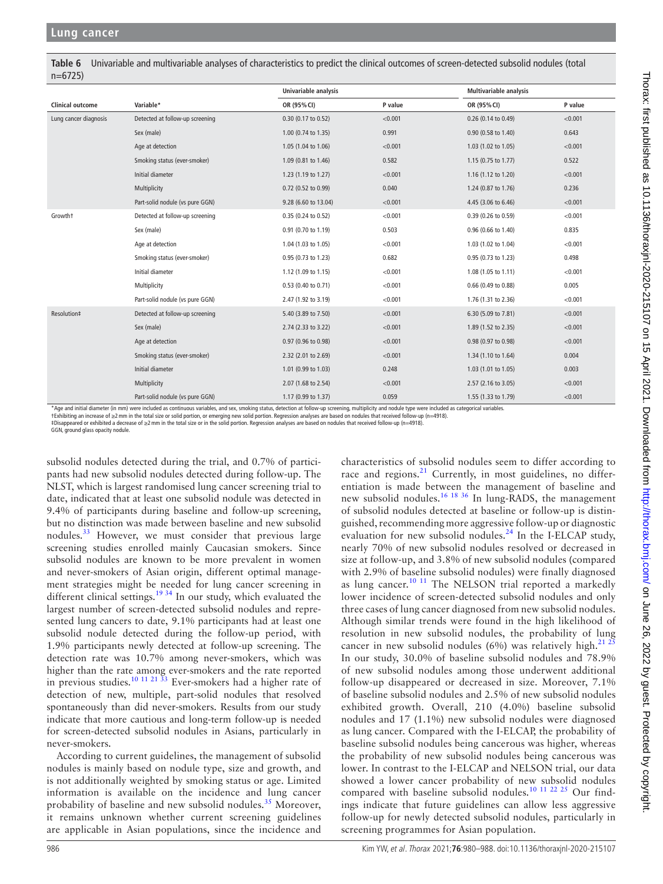**Table 6** Univariable and multivariable analyses of characteristics to predict the clinical outcomes of screen-detected subsolid nodules (total n=6725)

| Clinical outcome | Variable* | Univariable analysis | | Multivariable analysis | |
|---|---|---|---|---|---|
| | | OR (95% CI) | P value | OR (95% CI) | P value |
| Lung cancer diagnosis | Detected at follow-up screening | 0.30 (0.17 to 0.52) | <0.001 | 0.26 (0.14 to 0.49) | <0.001 |
| | Sex (male) | 1.00 (0.74 to 1.35) | 0.991 | 0.90 (0.58 to 1.40) | 0.643 |
| | Age at detection | 1.05 (1.04 to 1.06) | <0.001 | 1.03 (1.02 to 1.05) | <0.001 |
| | Smoking status (ever-smoker) | 1.09 (0.81 to 1.46) | 0.582 | 1.15 (0.75 to 1.77) | 0.522 |
| | Initial diameter | 1.23 (1.19 to 1.27) | <0.001 | 1.16 (1.12 to 1.20) | <0.001 |
| | Multiplicity | 0.72 (0.52 to 0.99) | 0.040 | 1.24 (0.87 to 1.76) | 0.236 |
| | Part-solid nodule (vs pure GGN) | 9.28 (6.60 to 13.04) | <0.001 | 4.45 (3.06 to 6.46) | <0.001 |
| Growth† | Detected at follow-up screening | 0.35 (0.24 to 0.52) | <0.001 | 0.39 (0.26 to 0.59) | <0.001 |
| | Sex (male) | 0.91 (0.70 to 1.19) | 0.503 | 0.96 (0.66 to 1.40) | 0.835 |
| | Age at detection | 1.04 (1.03 to 1.05) | <0.001 | 1.03 (1.02 to 1.04) | <0.001 |
| | Smoking status (ever-smoker) | 0.95 (0.73 to 1.23) | 0.682 | 0.95 (0.73 to 1.23) | 0.498 |
| | Initial diameter | 1.12 (1.09 to 1.15) | <0.001 | 1.08 (1.05 to 1.11) | <0.001 |
| | Multiplicity | 0.53 (0.40 to 0.71) | <0.001 | 0.66 (0.49 to 0.88) | 0.005 |
| | Part-solid nodule (vs pure GGN) | 2.47 (1.92 to 3.19) | <0.001 | 1.76 (1.31 to 2.36) | <0.001 |
| Resolution‡ | Detected at follow-up screening | 5.40 (3.89 to 7.50) | <0.001 | 6.30 (5.09 to 7.81) | <0.001 |
| | Sex (male) | 2.74 (2.33 to 3.22) | <0.001 | 1.89 (1.52 to 2.35) | <0.001 |
| | Age at detection | 0.97 (0.96 to 0.98) | <0.001 | 0.98 (0.97 to 0.98) | <0.001 |
| | Smoking status (ever-smoker) | 2.32 (2.01 to 2.69) | <0.001 | 1.34 (1.10 to 1.64) | 0.004 |
| | Initial diameter | 1.01 (0.99 to 1.03) | 0.248 | 1.03 (1.01 to 1.05) | 0.003 |
| | Multiplicity | 2.07 (1.68 to 2.54) | <0.001 | 2.57 (2.16 to 3.05) | <0.001 |
| | Part-solid nodule (vs pure GGN) | 1.17 (0.99 to 1.37) | 0.059 | 1.55 (1.33 to 1.79) | <0.001 |

*Age and initial diameter (in mm) were included as continuous variables, and sex, smoking status, detection at follow-up screening, multiplicity and nodule type were included as categorical variables.
†Exhibiting an increase of ≥2 mm in the total size or solid portion, or emerging new solid portion. Regression analyses are based on nodules that received follow-up (n=4918).
‡Disappeared or exhibited a decrease of ≥2 mm in the total size or in the solid portion. Regression analyses are based on nodules that received follow-up (n=4918).
GGN, ground glass opacity nodule.

subsolid nodules detected during the trial, and 0.7% of participants had new subsolid nodules detected during follow-up. The NLST, which is largest randomised lung cancer screening trial to date, indicated that at least one subsolid nodule was detected in 9.4% of participants during baseline and follow-up screening, but no distinction was made between baseline and new subsolid nodules.[33] However, we must consider that previous large screening studies enrolled mainly Caucasian smokers. Since subsolid nodules are known to be more prevalent in women and never-smokers of Asian origin, different optimal management strategies might be needed for lung cancer screening in different clinical settings.[19 34] In our study, which evaluated the largest number of screen-detected subsolid nodules and represented lung cancers to date, 9.1% participants had at least one subsolid nodule detected during the follow-up period, with 1.9% participants newly detected at follow-up screening. The detection rate was 10.7% among never-smokers, which was higher than the rate among ever-smokers and the rate reported in previous studies.[10 11 21 33] Ever-smokers had a higher rate of detection of new, multiple, part-solid nodules that resolved spontaneously than did never-smokers. Results from our study indicate that more cautious and long-term follow-up is needed for screen-detected subsolid nodules in Asians, particularly in never-smokers.

According to current guidelines, the management of subsolid nodules is mainly based on nodule type, size and growth, and is not additionally weighted by smoking status or age. Limited information is available on the incidence and lung cancer probability of baseline and new subsolid nodules.[35] Moreover, it remains unknown whether current screening guidelines are applicable in Asian populations, since the incidence and characteristics of subsolid nodules seem to differ according to race and regions.[21] Currently, in most guidelines, no differentiation is made between the management of baseline and new subsolid nodules.[16 18 36] In lung-RADS, the management of subsolid nodules detected at baseline or follow-up is distinguished, recommending more aggressive follow-up or diagnostic evaluation for new subsolid nodules.[24] In the I-ELCAP study, nearly 70% of new subsolid nodules resolved or decreased in size at follow-up, and 3.8% of new subsolid nodules (compared with 2.9% of baseline subsolid nodules) were finally diagnosed as lung cancer.[10 11] The NELSON trial reported a markedly lower incidence of screen-detected subsolid nodules and only three cases of lung cancer diagnosed from new subsolid nodules. Although similar trends were found in the high likelihood of resolution in new subsolid nodules, the probability of lung cancer in new subsolid nodules (6%) was relatively high.[21 25] In our study, 30.0% of baseline subsolid nodules and 78.9% of new subsolid nodules among those underwent additional follow-up disappeared or decreased in size. Moreover, 7.1% of baseline subsolid nodules and 2.5% of new subsolid nodules exhibited growth. Overall, 210 (4.0%) baseline subsolid nodules and 17 (1.1%) new subsolid nodules were diagnosed as lung cancer. Compared with the I-ELCAP, the probability of baseline subsolid nodules being cancerous was higher, whereas the probability of new subsolid nodules being cancerous was lower. In contrast to the I-ELCAP and NELSON trial, our data showed a lower cancer probability of new subsolid nodules compared with baseline subsolid nodules.[10 11 22 25] Our findings indicate that future guidelines can allow less aggressive follow-up for newly detected subsolid nodules, particularly in screening programmes for Asian population.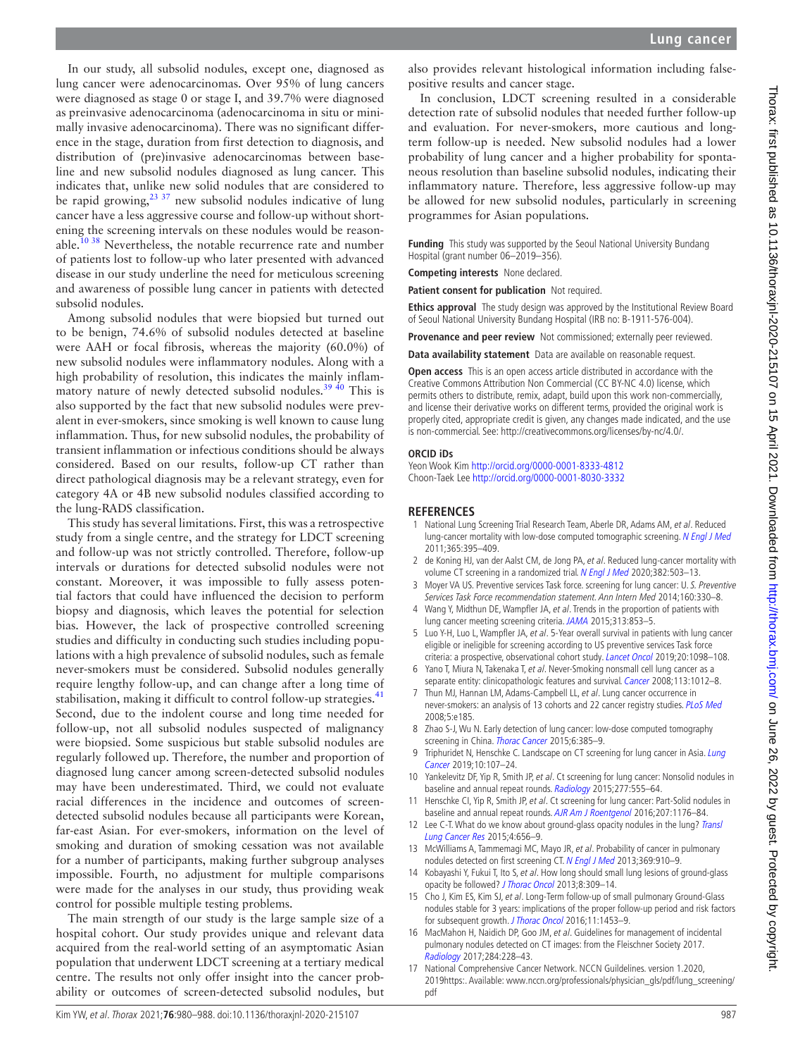In our study, all subsolid nodules, except one, diagnosed as lung cancer were adenocarcinomas. Over 95% of lung cancers were diagnosed as stage 0 or stage I, and 39.7% were diagnosed as preinvasive adenocarcinoma (adenocarcinoma in situ or minimally invasive adenocarcinoma). There was no significant difference in the stage, duration from first detection to diagnosis, and distribution of (pre)invasive adenocarcinomas between baseline and new subsolid nodules diagnosed as lung cancer. This indicates that, unlike new solid nodules that are considered to be rapid growing,[23 37] new subsolid nodules indicative of lung cancer have a less aggressive course and follow-up without shortening the screening intervals on these nodules would be reasonable.[10 38] Nevertheless, the notable recurrence rate and number of patients lost to follow-up who later presented with advanced disease in our study underline the need for meticulous screening and awareness of possible lung cancer in patients with detected subsolid nodules.

Among subsolid nodules that were biopsied but turned out to be benign, 74.6% of subsolid nodules detected at baseline were AAH or focal fibrosis, whereas the majority (60.0%) of new subsolid nodules were inflammatory nodules. Along with a high probability of resolution, this indicates the mainly inflammatory nature of newly detected subsolid nodules.[39 40] This is also supported by the fact that new subsolid nodules were prevalent in ever-smokers, since smoking is well known to cause lung inflammation. Thus, for new subsolid nodules, the probability of transient inflammation or infectious conditions should be always considered. Based on our results, follow-up CT rather than direct pathological diagnosis may be a relevant strategy, even for category 4A or 4B new subsolid nodules classified according to the lung-RADS classification.

This study has several limitations. First, this was a retrospective study from a single centre, and the strategy for LDCT screening and follow-up was not strictly controlled. Therefore, follow-up intervals or durations for detected subsolid nodules were not constant. Moreover, it was impossible to fully assess potential factors that could have influenced the decision to perform biopsy and diagnosis, which leaves the potential for selection bias. However, the lack of prospective controlled screening studies and difficulty in conducting such studies including populations with a high prevalence of subsolid nodules, such as female never-smokers must be considered. Subsolid nodules generally require lengthy follow-up, and can change after a long time of stabilisation, making it difficult to control follow-up strategies.[41] Second, due to the indolent course and long time needed for follow-up, not all subsolid nodules suspected of malignancy were biopsied. Some suspicious but stable subsolid nodules are regularly followed up. Therefore, the number and proportion of diagnosed lung cancer among screen-detected subsolid nodules may have been underestimated. Third, we could not evaluate racial differences in the incidence and outcomes of screen-detected subsolid nodules because all participants were Korean, far-east Asian. For ever-smokers, information on the level of smoking and duration of smoking cessation was not available for a number of participants, making further subgroup analyses impossible. Fourth, no adjustment for multiple comparisons were made for the analyses in our study, thus providing weak control for possible multiple testing problems.

The main strength of our study is the large sample size of a hospital cohort. Our study provides unique and relevant data acquired from the real-world setting of an asymptomatic Asian population that underwent LDCT screening at a tertiary medical centre. The results not only offer insight into the cancer probability or outcomes of screen-detected subsolid nodules, but also provides relevant histological information including false-positive results and cancer stage.

In conclusion, LDCT screening resulted in a considerable detection rate of subsolid nodules that needed further follow-up and evaluation. For never-smokers, more cautious and long-term follow-up is needed. New subsolid nodules had a lower probability of lung cancer and a higher probability for spontaneous resolution than baseline subsolid nodules, indicating their inflammatory nature. Therefore, less aggressive follow-up may be allowed for new subsolid nodules, particularly in screening programmes for Asian populations.

**Funding** This study was supported by the Seoul National University Bundang Hospital (grant number 06–2019–356).

**Competing interests** None declared.

**Patient consent for publication** Not required.

**Ethics approval** The study design was approved by the Institutional Review Board of Seoul National University Bundang Hospital (IRB no: B-1911-576-004).

**Provenance and peer review** Not commissioned; externally peer reviewed.

**Data availability statement** Data are available on reasonable request.

**Open access** This is an open access article distributed in accordance with the Creative Commons Attribution Non Commercial (CC BY-NC 4.0) license, which permits others to distribute, remix, adapt, build upon this work non-commercially, and license their derivative works on different terms, provided the original work is properly cited, appropriate credit is given, any changes made indicated, and the use is non-commercial. See: http://creativecommons.org/licenses/by-nc/4.0/.

**ORCID iDs**

Yeon Wook Kim http://orcid.org/0000-0001-8333-4812
Choon-Taek Lee http://orcid.org/0000-0001-8030-3332

## REFERENCES

1. National Lung Screening Trial Research Team, Aberle DR, Adams AM, *et al*. Reduced lung-cancer mortality with low-dose computed tomographic screening. *N Engl J Med* 2011;365:395–409.
2. de Koning HJ, van der Aalst CM, de Jong PA, *et al*. Reduced lung-cancer mortality with volume CT screening in a randomized trial. *N Engl J Med* 2020;382:503–13.
3. Moyer VA US. Preventive services Task force. screening for lung cancer: U. *S. Preventive Services Task Force recommendation statement. Ann Intern Med* 2014;160:330–8.
4. Wang Y, Midthun DE, Wampfler JA, *et al*. Trends in the proportion of patients with lung cancer meeting screening criteria. *JAMA* 2015;313:853–5.
5. Luo Y-H, Luo L, Wampfler JA, *et al*. 5-Year overall survival in patients with lung cancer eligible or ineligible for screening according to US preventive services Task force criteria: a prospective, observational cohort study. *Lancet Oncol* 2019;20:1098–108.
6. Yano T, Miura N, Takenaka T, *et al*. Never-Smoking nonsmall cell lung cancer as a separate entity: clinicopathologic features and survival. *Cancer* 2008;113:1012–8.
7. Thun MJ, Hannan LM, Adams-Campbell LL, *et al*. Lung cancer occurrence in never-smokers: an analysis of 13 cohorts and 22 cancer registry studies. *PLoS Med* 2008;5:e185.
8. Zhao S-J, Wu N. Early detection of lung cancer: low-dose computed tomography screening in China. *Thorac Cancer* 2015;6:385–9.
9. Triphuridet N, Henschke C. Landscape on CT screening for lung cancer in Asia. *Lung Cancer* 2019;10:107–24.
10. Yankelevitz DF, Yip R, Smith JP, *et al*. Ct screening for lung cancer: Nonsolid nodules in baseline and annual repeat rounds. *Radiology* 2015;277:555–64.
11. Henschke CI, Yip R, Smith JP, *et al*. Ct screening for lung cancer: Part-Solid nodules in baseline and annual repeat rounds. *AJR Am J Roentgenol* 2016;207:1176–84.
12. Lee C-T. What do we know about ground-glass opacity nodules in the lung? *Transl Lung Cancer Res* 2015;4:656–9.
13. McWilliams A, Tammemagi MC, Mayo JR, *et al*. Probability of cancer in pulmonary nodules detected on first screening CT. *N Engl J Med* 2013;369:910–9.
14. Kobayashi Y, Fukui T, Ito S, *et al*. How long should small lung lesions of ground-glass opacity be followed? *J Thorac Oncol* 2013;8:309–14.
15. Cho J, Kim ES, Kim SJ, *et al*. Long-Term follow-up of small pulmonary Ground-Glass nodules stable for 3 years: implications of the proper follow-up period and risk factors for subsequent growth. *J Thorac Oncol* 2016;11:1453–9.
16. MacMahon H, Naidich DP, Goo JM, *et al*. Guidelines for management of incidental pulmonary nodules detected on CT images: from the Fleischner Society 2017. *Radiology* 2017;284:228–43.
17. National Comprehensive Cancer Network. NCCN Guildelines. version 1.2020, 2019https:. Available: www.nccn.org/professionals/physician_gls/pdf/lung_screening/pdf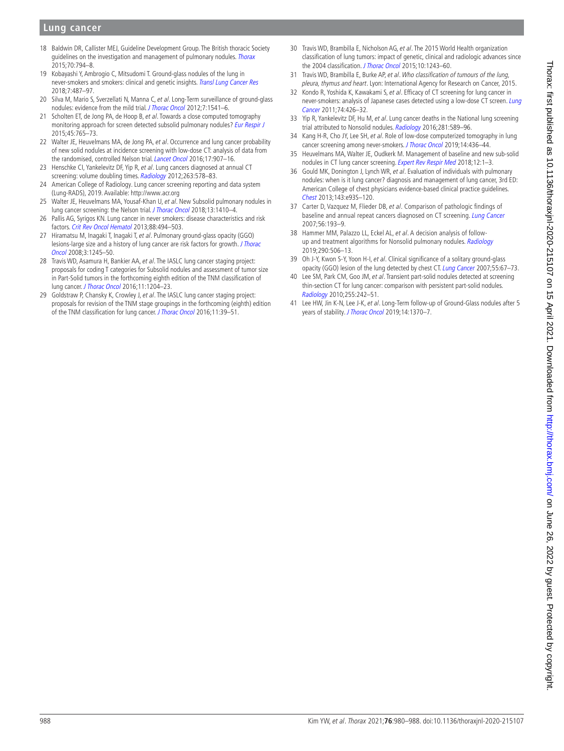18 Baldwin DR, Callister MEJ, Guideline Development Group. The British thoracic Society guidelines on the investigation and management of pulmonary nodules. *Thorax* 2015;70:794–8.

19 Kobayashi Y, Ambrogio C, Mitsudomi T. Ground-glass nodules of the lung in never-smokers and smokers: clinical and genetic insights. *Transl Lung Cancer Res* 2018;7:487–97.

20 Silva M, Mario S, Sverzellati N, Manna C, *et al*. Long-Term surveillance of ground-glass nodules: evidence from the mild trial. *J Thorac Oncol* 2012;7:1541–6.

21 Scholten ET, de Jong PA, de Hoop B, *et al*. Towards a close computed tomography monitoring approach for screen detected subsolid pulmonary nodules? *Eur Respir J* 2015;45:765–73.

22 Walter JE, Heuvelmans MA, de Jong PA, *et al*. Occurrence and lung cancer probability of new solid nodules at incidence screening with low-dose CT: analysis of data from the randomised, controlled Nelson trial. *Lancet Oncol* 2016;17:907–16.

23 Henschke CI, Yankelevitz DF, Yip R, *et al*. Lung cancers diagnosed at annual CT screening: volume doubling times. *Radiology* 2012;263:578–83.

24 American College of Radiology. Lung cancer screening reporting and data system (Lung-RADS), 2019. Available: http://www.acr.org

25 Walter JE, Heuvelmans MA, Yousaf-Khan U, *et al*. New Subsolid pulmonary nodules in lung cancer screening: the Nelson trial. *J Thorac Oncol* 2018;13:1410–4.

26 Pallis AG, Syrigos KN. Lung cancer in never smokers: disease characteristics and risk factors. *Crit Rev Oncol Hematol* 2013;88:494–503.

27 Hiramatsu M, Inagaki T, Inagaki T, *et al*. Pulmonary ground-glass opacity (GGO) lesions-large size and a history of lung cancer are risk factors for growth. *J Thorac Oncol* 2008;3:1245–50.

28 Travis WD, Asamura H, Bankier AA, *et al*. The IASLC lung cancer staging project: proposals for coding T categories for Subsolid nodules and assessment of tumor size in Part-Solid tumors in the forthcoming eighth edition of the TNM classification of lung cancer. *J Thorac Oncol* 2016;11:1204–23.

29 Goldstraw P, Chansky K, Crowley J, *et al*. The IASLC lung cancer staging project: proposals for revision of the TNM stage groupings in the forthcoming (eighth) edition of the TNM classification for lung cancer. *J Thorac Oncol* 2016;11:39–51.

30 Travis WD, Brambilla E, Nicholson AG, *et al*. The 2015 World Health organization classification of lung tumors: impact of genetic, clinical and radiologic advances since the 2004 classification. *J Thorac Oncol* 2015;10:1243–60.

31 Travis WD, Brambilla E, Burke AP, *et al*. *Who classification of tumours of the lung, pleura, thymus and heart*. Lyon: International Agency for Research on Cancer, 2015.

32 Kondo R, Yoshida K, Kawakami S, *et al*. Efficacy of CT screening for lung cancer in never-smokers: analysis of Japanese cases detected using a low-dose CT screen. *Lung Cancer* 2011;74:426–32.

33 Yip R, Yankelevitz DF, Hu M, *et al*. Lung cancer deaths in the National lung screening trial attributed to Nonsolid nodules. *Radiology* 2016;281:589–96.

34 Kang H-R, Cho JY, Lee SH, *et al*. Role of low-dose computerized tomography in lung cancer screening among never-smokers. *J Thorac Oncol* 2019;14:436–44.

35 Heuvelmans MA, Walter JE, Oudkerk M. Management of baseline and new sub-solid nodules in CT lung cancer screening. *Expert Rev Respir Med* 2018;12:1–3.

36 Gould MK, Donington J, Lynch WR, *et al*. Evaluation of individuals with pulmonary nodules: when is it lung cancer? diagnosis and management of lung cancer, 3rd ED: American College of chest physicians evidence-based clinical practice guidelines. *Chest* 2013;143:e93S–120.

37 Carter D, Vazquez M, Flieder DB, *et al*. Comparison of pathologic findings of baseline and annual repeat cancers diagnosed on CT screening. *Lung Cancer* 2007;56:193–9.

38 Hammer MM, Palazzo LL, Eckel AL, *et al*. A decision analysis of follow-up and treatment algorithms for Nonsolid pulmonary nodules. *Radiology* 2019;290:506–13.

39 Oh J-Y, Kwon S-Y, Yoon H-I, *et al*. Clinical significance of a solitary ground-glass opacity (GGO) lesion of the lung detected by chest CT. *Lung Cancer* 2007;55:67–73.

40 Lee SM, Park CM, Goo JM, *et al*. Transient part-solid nodules detected at screening thin-section CT for lung cancer: comparison with persistent part-solid nodules. *Radiology* 2010;255:242–51.

41 Lee HW, Jin K-N, Lee J-K, *et al*. Long-Term follow-up of Ground-Glass nodules after 5 years of stability. *J Thorac Oncol* 2019;14:1370–7.